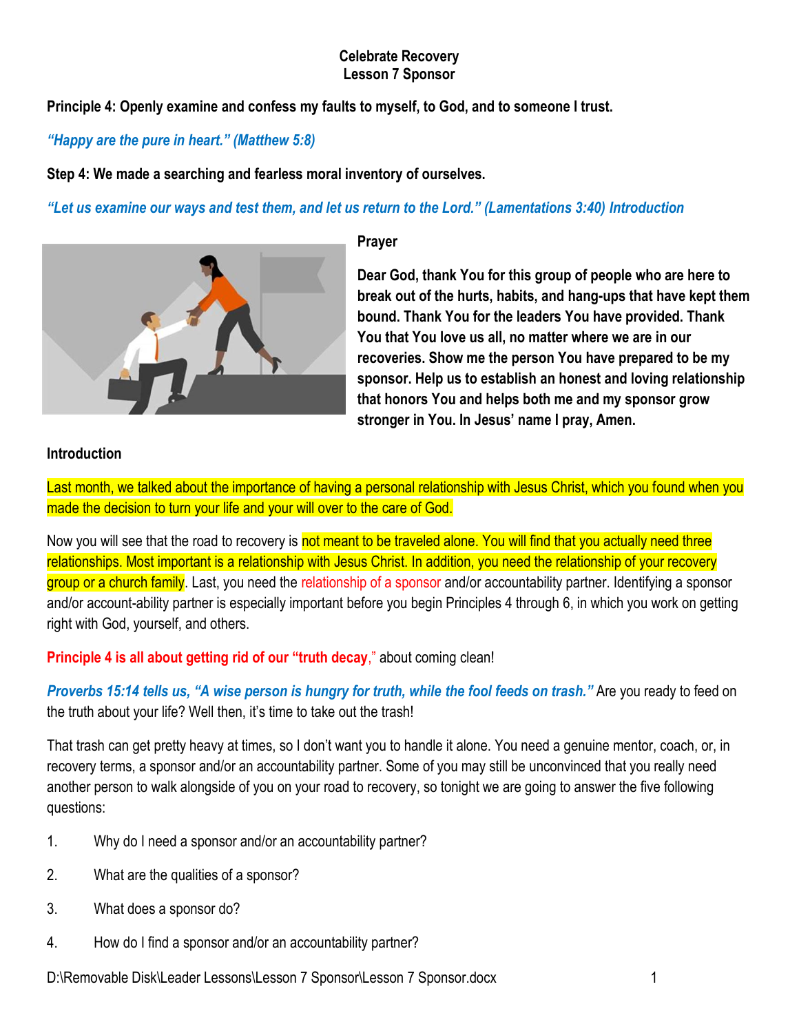# Celebrate Recovery
## Lesson 7 Sponsor

**Principle 4: Openly examine and confess my faults to myself, to God, and to someone I trust.**

***"Happy are the pure in heart." (Matthew 5:8)***

**Step 4: We made a searching and fearless moral inventory of ourselves.**

***"Let us examine our ways and test them, and let us return to the Lord." (Lamentations 3:40) Introduction***

**Prayer**

**Dear God, thank You for this group of people who are here to break out of the hurts, habits, and hang-ups that have kept them bound. Thank You for the leaders You have provided. Thank You that You love us all, no matter where we are in our recoveries. Show me the person You have prepared to be my sponsor. Help us to establish an honest and loving relationship that honors You and helps both me and my sponsor grow stronger in You. In Jesus' name I pray, Amen.**

**Introduction**

Last month, we talked about the importance of having a personal relationship with Jesus Christ, which you found when you made the decision to turn your life and your will over to the care of God.

Now you will see that the road to recovery is not meant to be traveled alone. You will find that you actually need three relationships. Most important is a relationship with Jesus Christ. In addition, you need the relationship of your recovery group or a church family. Last, you need the relationship of a sponsor and/or accountability partner. Identifying a sponsor and/or account-ability partner is especially important before you begin Principles 4 through 6, in which you work on getting right with God, yourself, and others.

**Principle 4 is all about getting rid of our "truth decay,"** about coming clean!

***Proverbs 15:14 tells us, "A wise person is hungry for truth, while the fool feeds on trash."*** Are you ready to feed on the truth about your life? Well then, it's time to take out the trash!

That trash can get pretty heavy at times, so I don't want you to handle it alone. You need a genuine mentor, coach, or, in recovery terms, a sponsor and/or an accountability partner. Some of you may still be unconvinced that you really need another person to walk alongside of you on your road to recovery, so tonight we are going to answer the five following questions:

1. Why do I need a sponsor and/or an accountability partner?
2. What are the qualities of a sponsor?
3. What does a sponsor do?
4. How do I find a sponsor and/or an accountability partner?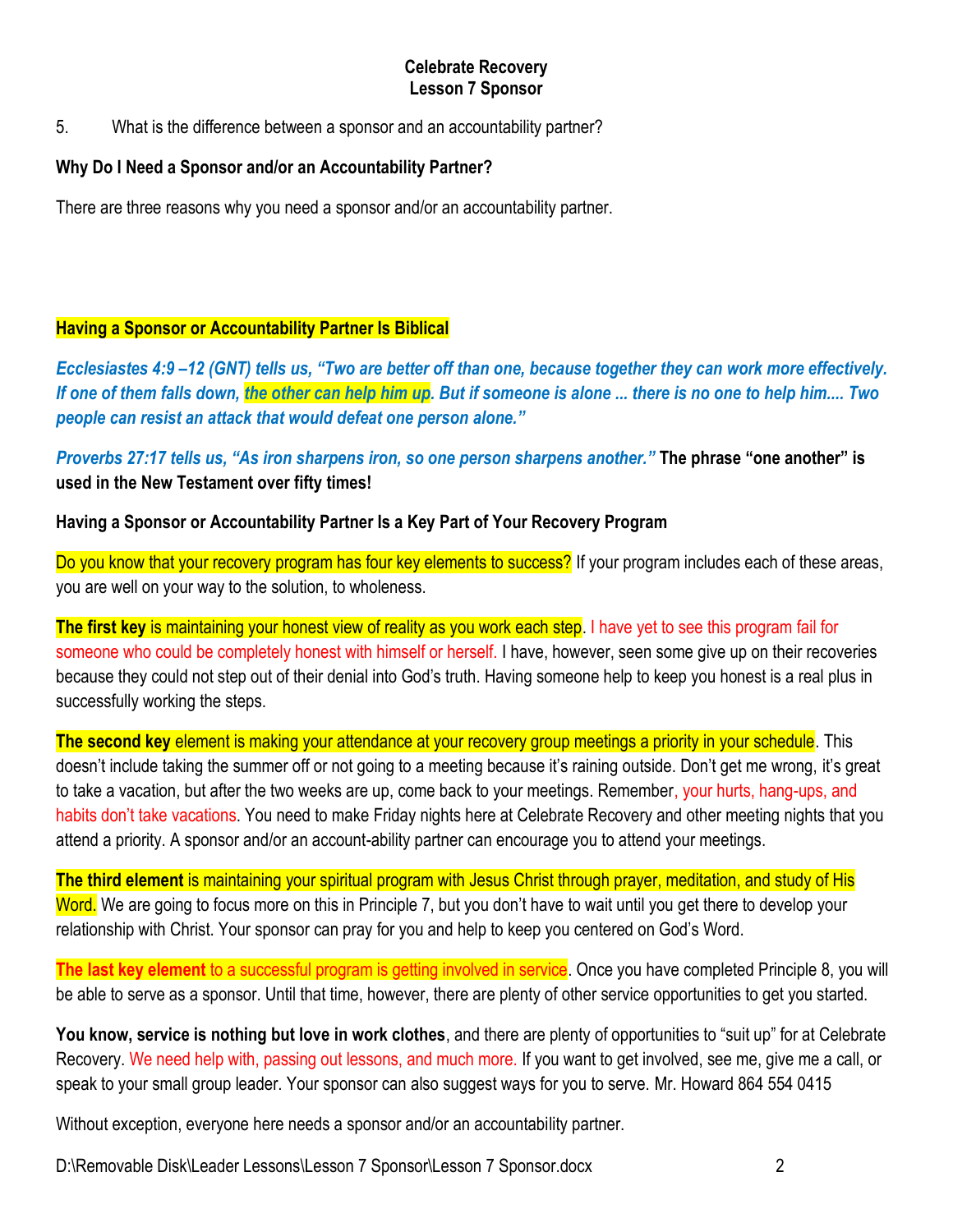**Celebrate Recovery**
**Lesson 7 Sponsor**

5. What is the difference between a sponsor and an accountability partner?

**Why Do I Need a Sponsor and/or an Accountability Partner?**

There are three reasons why you need a sponsor and/or an accountability partner.

**Having a Sponsor or Accountability Partner Is Biblical**

***Ecclesiastes 4:9 –12 (GNT) tells us, "Two are better off than one, because together they can work more effectively. If one of them falls down, the other can help him up. But if someone is alone ... there is no one to help him.... Two people can resist an attack that would defeat one person alone."***

***Proverbs 27:17 tells us, "As iron sharpens iron, so one person sharpens another."*** **The phrase "one another" is used in the New Testament over fifty times!**

**Having a Sponsor or Accountability Partner Is a Key Part of Your Recovery Program**

Do you know that your recovery program has four key elements to success? If your program includes each of these areas, you are well on your way to the solution, to wholeness.

**The first key** is maintaining your honest view of reality as you work each step. I have yet to see this program fail for someone who could be completely honest with himself or herself. I have, however, seen some give up on their recoveries because they could not step out of their denial into God's truth. Having someone help to keep you honest is a real plus in successfully working the steps.

**The second key** element is making your attendance at your recovery group meetings a priority in your schedule. This doesn't include taking the summer off or not going to a meeting because it's raining outside. Don't get me wrong, it's great to take a vacation, but after the two weeks are up, come back to your meetings. Remember, your hurts, hang-ups, and habits don't take vacations. You need to make Friday nights here at Celebrate Recovery and other meeting nights that you attend a priority. A sponsor and/or an account-ability partner can encourage you to attend your meetings.

**The third element** is maintaining your spiritual program with Jesus Christ through prayer, meditation, and study of His Word. We are going to focus more on this in Principle 7, but you don't have to wait until you get there to develop your relationship with Christ. Your sponsor can pray for you and help to keep you centered on God's Word.

**The last key element** to a successful program is getting involved in service. Once you have completed Principle 8, you will be able to serve as a sponsor. Until that time, however, there are plenty of other service opportunities to get you started.

**You know, service is nothing but love in work clothes**, and there are plenty of opportunities to "suit up" for at Celebrate Recovery. We need help with, passing out lessons, and much more. If you want to get involved, see me, give me a call, or speak to your small group leader. Your sponsor can also suggest ways for you to serve. Mr. Howard 864 554 0415

Without exception, everyone here needs a sponsor and/or an accountability partner.

D:\Removable Disk\Leader Lessons\Lesson 7 Sponsor\Lesson 7 Sponsor.docx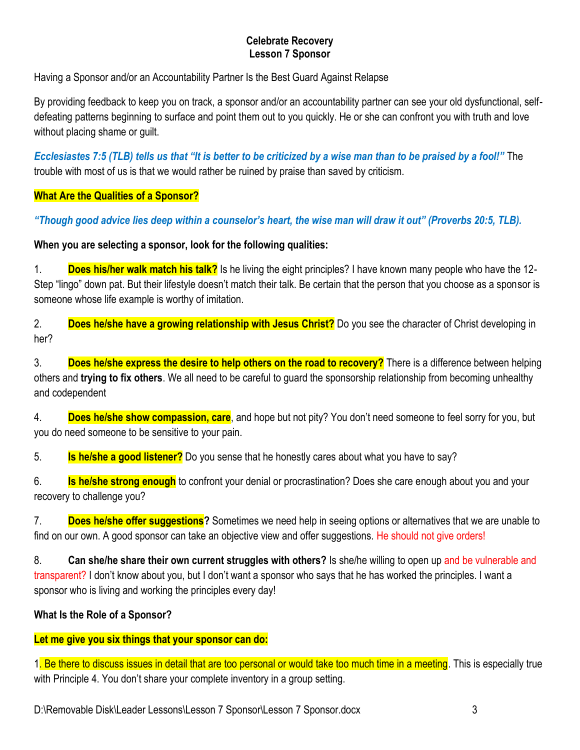**Celebrate Recovery**
**Lesson 7 Sponsor**

Having a Sponsor and/or an Accountability Partner Is the Best Guard Against Relapse

By providing feedback to keep you on track, a sponsor and/or an accountability partner can see your old dysfunctional, self-defeating patterns beginning to surface and point them out to you quickly. He or she can confront you with truth and love without placing shame or guilt.

***Ecclesiastes 7:5 (TLB) tells us that "It is better to be criticized by a wise man than to be praised by a fool!"*** The trouble with most of us is that we would rather be ruined by praise than saved by criticism.

**What Are the Qualities of a Sponsor?**

***"Though good advice lies deep within a counselor's heart, the wise man will draw it out" (Proverbs 20:5, TLB).***

**When you are selecting a sponsor, look for the following qualities:**

1. **Does his/her walk match his talk?** Is he living the eight principles? I have known many people who have the 12-Step "lingo" down pat. But their lifestyle doesn't match their talk. Be certain that the person that you choose as a sponsor is someone whose life example is worthy of imitation.

2. **Does he/she have a growing relationship with Jesus Christ?** Do you see the character of Christ developing in her?

3. **Does he/she express the desire to help others on the road to recovery?** There is a difference between helping others and **trying to fix others**. We all need to be careful to guard the sponsorship relationship from becoming unhealthy and codependent

4. **Does he/she show compassion, care**, and hope but not pity? You don't need someone to feel sorry for you, but you do need someone to be sensitive to your pain.

5. **Is he/she a good listener?** Do you sense that he honestly cares about what you have to say?

6. **Is he/she strong enough** to confront your denial or procrastination? Does she care enough about you and your recovery to challenge you?

7. **Does he/she offer suggestions?** Sometimes we need help in seeing options or alternatives that we are unable to find on our own. A good sponsor can take an objective view and offer suggestions. He should not give orders!

8. **Can she/he share their own current struggles with others?** Is she/he willing to open up and be vulnerable and transparent? I don't know about you, but I don't want a sponsor who says that he has worked the principles. I want a sponsor who is living and working the principles every day!

**What Is the Role of a Sponsor?**

**Let me give you six things that your sponsor can do:**

1. Be there to discuss issues in detail that are too personal or would take too much time in a meeting. This is especially true with Principle 4. You don't share your complete inventory in a group setting.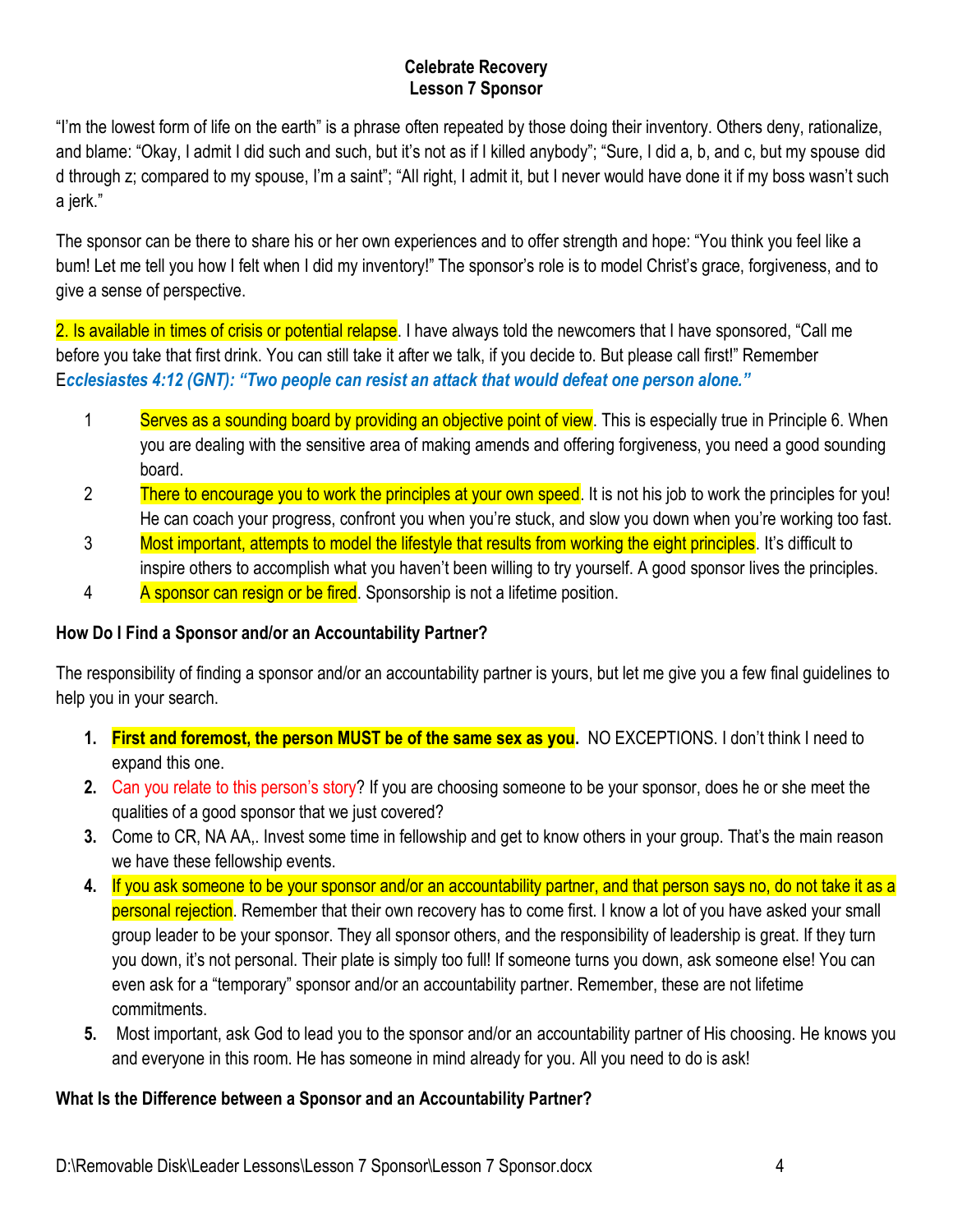"I'm the lowest form of life on the earth" is a phrase often repeated by those doing their inventory. Others deny, rationalize, and blame: "Okay, I admit I did such and such, but it's not as if I killed anybody"; "Sure, I did a, b, and c, but my spouse did d through z; compared to my spouse, I'm a saint"; "All right, I admit it, but I never would have done it if my boss wasn't such a jerk."

The sponsor can be there to share his or her own experiences and to offer strength and hope: "You think you feel like a bum! Let me tell you how I felt when I did my inventory!" The sponsor's role is to model Christ's grace, forgiveness, and to give a sense of perspective.

2. Is available in times of crisis or potential relapse. I have always told the newcomers that I have sponsored, "Call me before you take that first drink. You can still take it after we talk, if you decide to. But please call first!" Remember E***cclesiastes 4:12 (GNT): "Two people can resist an attack that would defeat one person alone."***

1. Serves as a sounding board by providing an objective point of view. This is especially true in Principle 6. When you are dealing with the sensitive area of making amends and offering forgiveness, you need a good sounding board.
2. There to encourage you to work the principles at your own speed. It is not his job to work the principles for you! He can coach your progress, confront you when you're stuck, and slow you down when you're working too fast.
3. Most important, attempts to model the lifestyle that results from working the eight principles. It's difficult to inspire others to accomplish what you haven't been willing to try yourself. A good sponsor lives the principles.
4. A sponsor can resign or be fired. Sponsorship is not a lifetime position.

**How Do I Find a Sponsor and/or an Accountability Partner?**

The responsibility of finding a sponsor and/or an accountability partner is yours, but let me give you a few final guidelines to help you in your search.

1. **First and foremost, the person MUST be of the same sex as you.** NO EXCEPTIONS. I don't think I need to expand this one.
2. Can you relate to this person's story? If you are choosing someone to be your sponsor, does he or she meet the qualities of a good sponsor that we just covered?
3. Come to CR, NA AA,. Invest some time in fellowship and get to know others in your group. That's the main reason we have these fellowship events.
4. If you ask someone to be your sponsor and/or an accountability partner, and that person says no, do not take it as a personal rejection. Remember that their own recovery has to come first. I know a lot of you have asked your small group leader to be your sponsor. They all sponsor others, and the responsibility of leadership is great. If they turn you down, it's not personal. Their plate is simply too full! If someone turns you down, ask someone else! You can even ask for a "temporary" sponsor and/or an accountability partner. Remember, these are not lifetime commitments.
5. Most important, ask God to lead you to the sponsor and/or an accountability partner of His choosing. He knows you and everyone in this room. He has someone in mind already for you. All you need to do is ask!

**What Is the Difference between a Sponsor and an Accountability Partner?**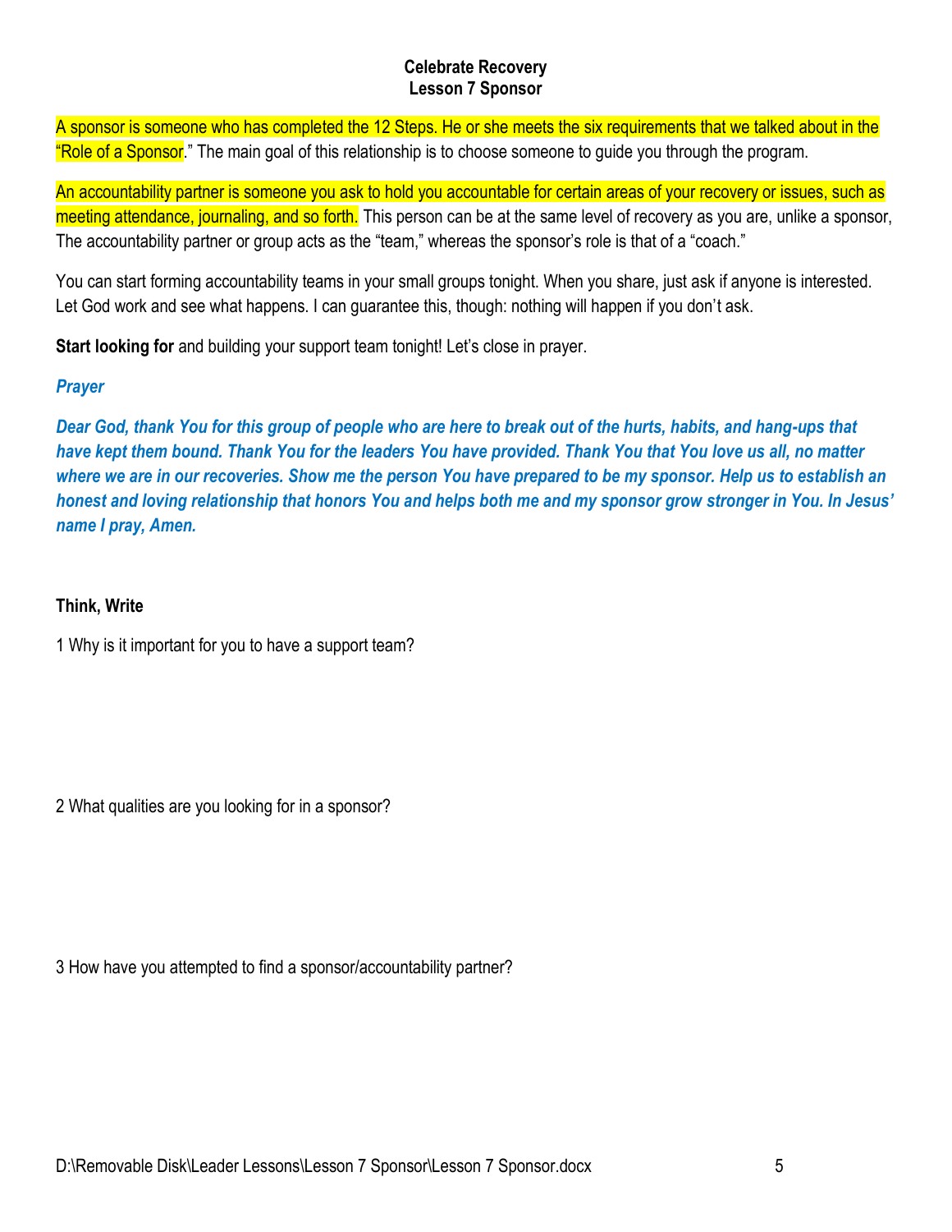**Celebrate Recovery**
**Lesson 7 Sponsor**

A sponsor is someone who has completed the 12 Steps. He or she meets the six requirements that we talked about in the "Role of a Sponsor." The main goal of this relationship is to choose someone to guide you through the program.

An accountability partner is someone you ask to hold you accountable for certain areas of your recovery or issues, such as meeting attendance, journaling, and so forth. This person can be at the same level of recovery as you are, unlike a sponsor, The accountability partner or group acts as the "team," whereas the sponsor's role is that of a "coach."

You can start forming accountability teams in your small groups tonight. When you share, just ask if anyone is interested. Let God work and see what happens. I can guarantee this, though: nothing will happen if you don't ask.

**Start looking for** and building your support team tonight! Let's close in prayer.

***Prayer***

***Dear God, thank You for this group of people who are here to break out of the hurts, habits, and hang-ups that have kept them bound. Thank You for the leaders You have provided. Thank You that You love us all, no matter where we are in our recoveries. Show me the person You have prepared to be my sponsor. Help us to establish an honest and loving relationship that honors You and helps both me and my sponsor grow stronger in You. In Jesus' name I pray, Amen.***

**Think, Write**

1 Why is it important for you to have a support team?

2 What qualities are you looking for in a sponsor?

3 How have you attempted to find a sponsor/accountability partner?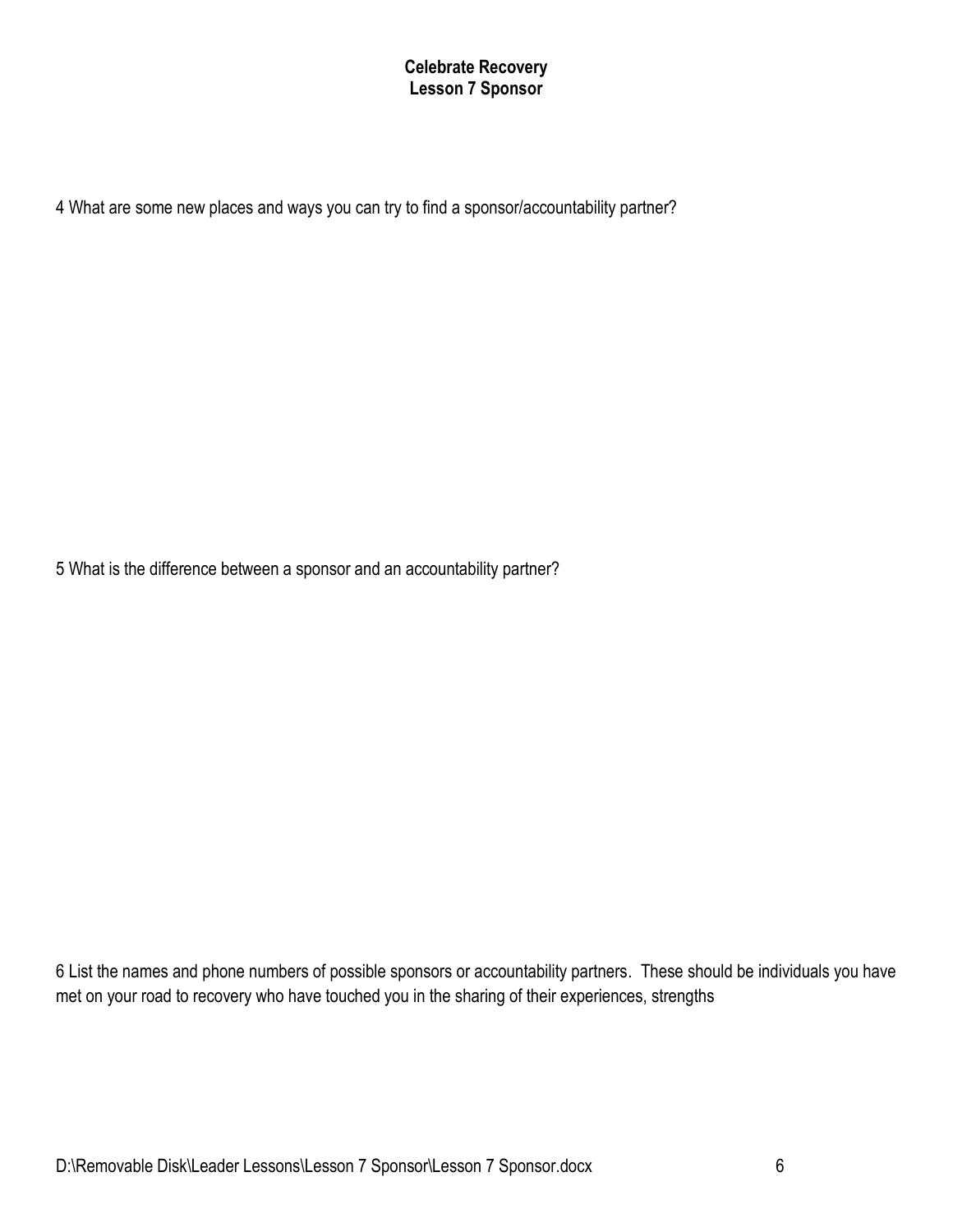**Celebrate Recovery**
**Lesson 7 Sponsor**

4 What are some new places and ways you can try to find a sponsor/accountability partner?

5 What is the difference between a sponsor and an accountability partner?

6 List the names and phone numbers of possible sponsors or accountability partners. These should be individuals you have met on your road to recovery who have touched you in the sharing of their experiences, strengths

D:\Removable Disk\Leader Lessons\Lesson 7 Sponsor\Lesson 7 Sponsor.docx